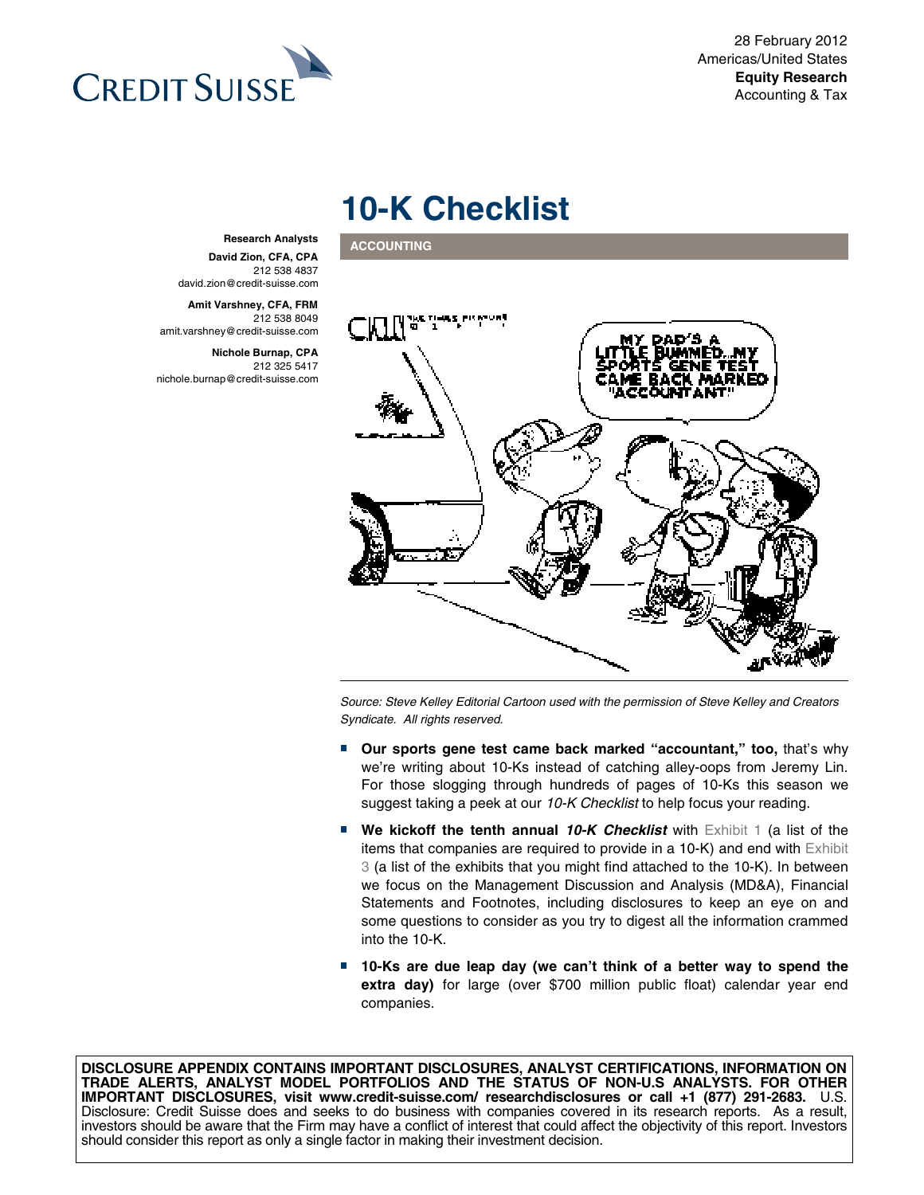28 February 2012
Americas/United States
**Equity Research**
Accounting & Tax

# 10-K Checklist

**ACCOUNTING**

**Research Analysts**

**David Zion, CFA, CPA**
212 538 4837
david.zion@credit-suisse.com

**Amit Varshney, CFA, FRM**
212 538 8049
amit.varshney@credit-suisse.com

**Nichole Burnap, CPA**
212 325 5417
nichole.burnap@credit-suisse.com

*Source: Steve Kelley Editorial Cartoon used with the permission of Steve Kelley and Creators Syndicate. All rights reserved.*

- **Our sports gene test came back marked "accountant," too,** that's why we're writing about 10-Ks instead of catching alley-oops from Jeremy Lin. For those slogging through hundreds of pages of 10-Ks this season we suggest taking a peek at our *10-K Checklist* to help focus your reading.
- **We kickoff the tenth annual *10-K Checklist*** with Exhibit 1 (a list of the items that companies are required to provide in a 10-K) and end with Exhibit 3 (a list of the exhibits that you might find attached to the 10-K). In between we focus on the Management Discussion and Analysis (MD&A), Financial Statements and Footnotes, including disclosures to keep an eye on and some questions to consider as you try to digest all the information crammed into the 10-K.
- **10-Ks are due leap day (we can't think of a better way to spend the extra day)** for large (over $700 million public float) calendar year end companies.

**DISCLOSURE APPENDIX CONTAINS IMPORTANT DISCLOSURES, ANALYST CERTIFICATIONS, INFORMATION ON TRADE ALERTS, ANALYST MODEL PORTFOLIOS AND THE STATUS OF NON-U.S ANALYSTS. FOR OTHER IMPORTANT DISCLOSURES, visit www.credit-suisse.com/ researchdisclosures or call +1 (877) 291-2683.** U.S. Disclosure: Credit Suisse does and seeks to do business with companies covered in its research reports. As a result, investors should be aware that the Firm may have a conflict of interest that could affect the objectivity of this report. Investors should consider this report as only a single factor in making their investment decision.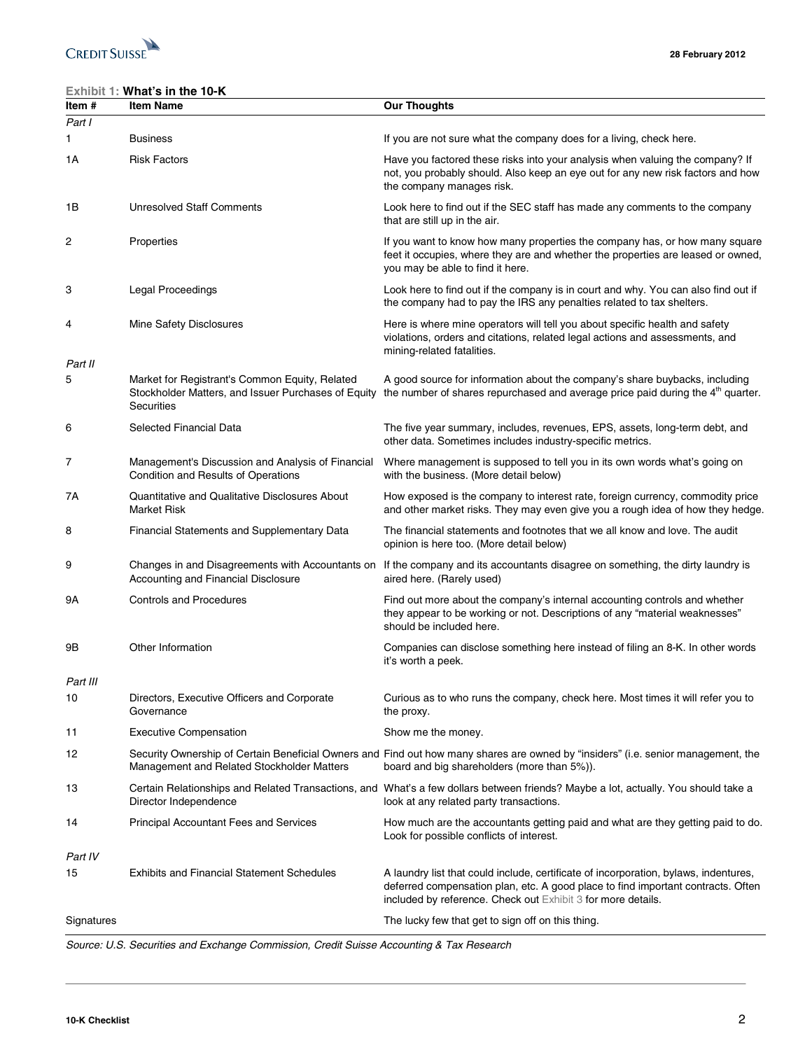**Exhibit 1: What's in the 10-K**

| Item # | Item Name | Our Thoughts |
|---|---|---|
| *Part I* | | |
| 1 | Business | If you are not sure what the company does for a living, check here. |
| 1A | Risk Factors | Have you factored these risks into your analysis when valuing the company? If not, you probably should. Also keep an eye out for any new risk factors and how the company manages risk. |
| 1B | Unresolved Staff Comments | Look here to find out if the SEC staff has made any comments to the company that are still up in the air. |
| 2 | Properties | If you want to know how many properties the company has, or how many square feet it occupies, where they are and whether the properties are leased or owned, you may be able to find it here. |
| 3 | Legal Proceedings | Look here to find out if the company is in court and why. You can also find out if the company had to pay the IRS any penalties related to tax shelters. |
| 4 | Mine Safety Disclosures | Here is where mine operators will tell you about specific health and safety violations, orders and citations, related legal actions and assessments, and mining-related fatalities. |
| *Part II* | | |
| 5 | Market for Registrant's Common Equity, Related Stockholder Matters, and Issuer Purchases of Equity Securities | A good source for information about the company's share buybacks, including the number of shares repurchased and average price paid during the 4th quarter. |
| 6 | Selected Financial Data | The five year summary, includes, revenues, EPS, assets, long-term debt, and other data. Sometimes includes industry-specific metrics. |
| 7 | Management's Discussion and Analysis of Financial Condition and Results of Operations | Where management is supposed to tell you in its own words what's going on with the business. (More detail below) |
| 7A | Quantitative and Qualitative Disclosures About Market Risk | How exposed is the company to interest rate, foreign currency, commodity price and other market risks. They may even give you a rough idea of how they hedge. |
| 8 | Financial Statements and Supplementary Data | The financial statements and footnotes that we all know and love. The audit opinion is here too. (More detail below) |
| 9 | Changes in and Disagreements with Accountants on Accounting and Financial Disclosure | If the company and its accountants disagree on something, the dirty laundry is aired here. (Rarely used) |
| 9A | Controls and Procedures | Find out more about the company's internal accounting controls and whether they appear to be working or not. Descriptions of any "material weaknesses" should be included here. |
| 9B | Other Information | Companies can disclose something here instead of filing an 8-K. In other words it's worth a peek. |
| *Part III* | | |
| 10 | Directors, Executive Officers and Corporate Governance | Curious as to who runs the company, check here. Most times it will refer you to the proxy. |
| 11 | Executive Compensation | Show me the money. |
| 12 | Security Ownership of Certain Beneficial Owners and Management and Related Stockholder Matters | Find out how many shares are owned by "insiders" (i.e. senior management, the board and big shareholders (more than 5%)). |
| 13 | Certain Relationships and Related Transactions, and Director Independence | What's a few dollars between friends? Maybe a lot, actually. You should take a look at any related party transactions. |
| 14 | Principal Accountant Fees and Services | How much are the accountants getting paid and what are they getting paid to do. Look for possible conflicts of interest. |
| *Part IV* | | |
| 15 | Exhibits and Financial Statement Schedules | A laundry list that could include, certificate of incorporation, bylaws, indentures, deferred compensation plan, etc. A good place to find important contracts. Often included by reference. Check out Exhibit 3 for more details. |
| Signatures | | The lucky few that get to sign off on this thing. |

*Source: U.S. Securities and Exchange Commission, Credit Suisse Accounting & Tax Research*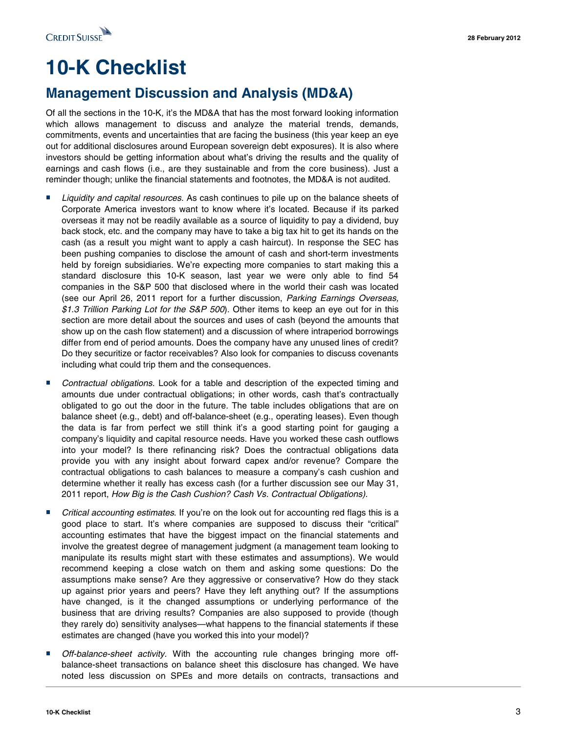# 10-K Checklist

## Management Discussion and Analysis (MD&A)

Of all the sections in the 10-K, it's the MD&A that has the most forward looking information which allows management to discuss and analyze the material trends, demands, commitments, events and uncertainties that are facing the business (this year keep an eye out for additional disclosures around European sovereign debt exposures). It is also where investors should be getting information about what's driving the results and the quality of earnings and cash flows (i.e., are they sustainable and from the core business). Just a reminder though; unlike the financial statements and footnotes, the MD&A is not audited.

- *Liquidity and capital resources*. As cash continues to pile up on the balance sheets of Corporate America investors want to know where it's located. Because if its parked overseas it may not be readily available as a source of liquidity to pay a dividend, buy back stock, etc. and the company may have to take a big tax hit to get its hands on the cash (as a result you might want to apply a cash haircut). In response the SEC has been pushing companies to disclose the amount of cash and short-term investments held by foreign subsidiaries. We're expecting more companies to start making this a standard disclosure this 10-K season, last year we were only able to find 54 companies in the S&P 500 that disclosed where in the world their cash was located (see our April 26, 2011 report for a further discussion, *Parking Earnings Overseas, $1.3 Trillion Parking Lot for the S&P 500*). Other items to keep an eye out for in this section are more detail about the sources and uses of cash (beyond the amounts that show up on the cash flow statement) and a discussion of where intraperiod borrowings differ from end of period amounts. Does the company have any unused lines of credit? Do they securitize or factor receivables? Also look for companies to discuss covenants including what could trip them and the consequences.

- *Contractual obligations*. Look for a table and description of the expected timing and amounts due under contractual obligations; in other words, cash that's contractually obligated to go out the door in the future. The table includes obligations that are on balance sheet (e.g., debt) and off-balance-sheet (e.g., operating leases). Even though the data is far from perfect we still think it's a good starting point for gauging a company's liquidity and capital resource needs. Have you worked these cash outflows into your model? Is there refinancing risk? Does the contractual obligations data provide you with any insight about forward capex and/or revenue? Compare the contractual obligations to cash balances to measure a company's cash cushion and determine whether it really has excess cash (for a further discussion see our May 31, 2011 report, *How Big is the Cash Cushion? Cash Vs. Contractual Obligations).*

- *Critical accounting estimates*. If you're on the look out for accounting red flags this is a good place to start. It's where companies are supposed to discuss their "critical" accounting estimates that have the biggest impact on the financial statements and involve the greatest degree of management judgment (a management team looking to manipulate its results might start with these estimates and assumptions). We would recommend keeping a close watch on them and asking some questions: Do the assumptions make sense? Are they aggressive or conservative? How do they stack up against prior years and peers? Have they left anything out? If the assumptions have changed, is it the changed assumptions or underlying performance of the business that are driving results? Companies are also supposed to provide (though they rarely do) sensitivity analyses—what happens to the financial statements if these estimates are changed (have you worked this into your model)?

- *Off-balance-sheet activity*. With the accounting rule changes bringing more off-balance-sheet transactions on balance sheet this disclosure has changed. We have noted less discussion on SPEs and more details on contracts, transactions and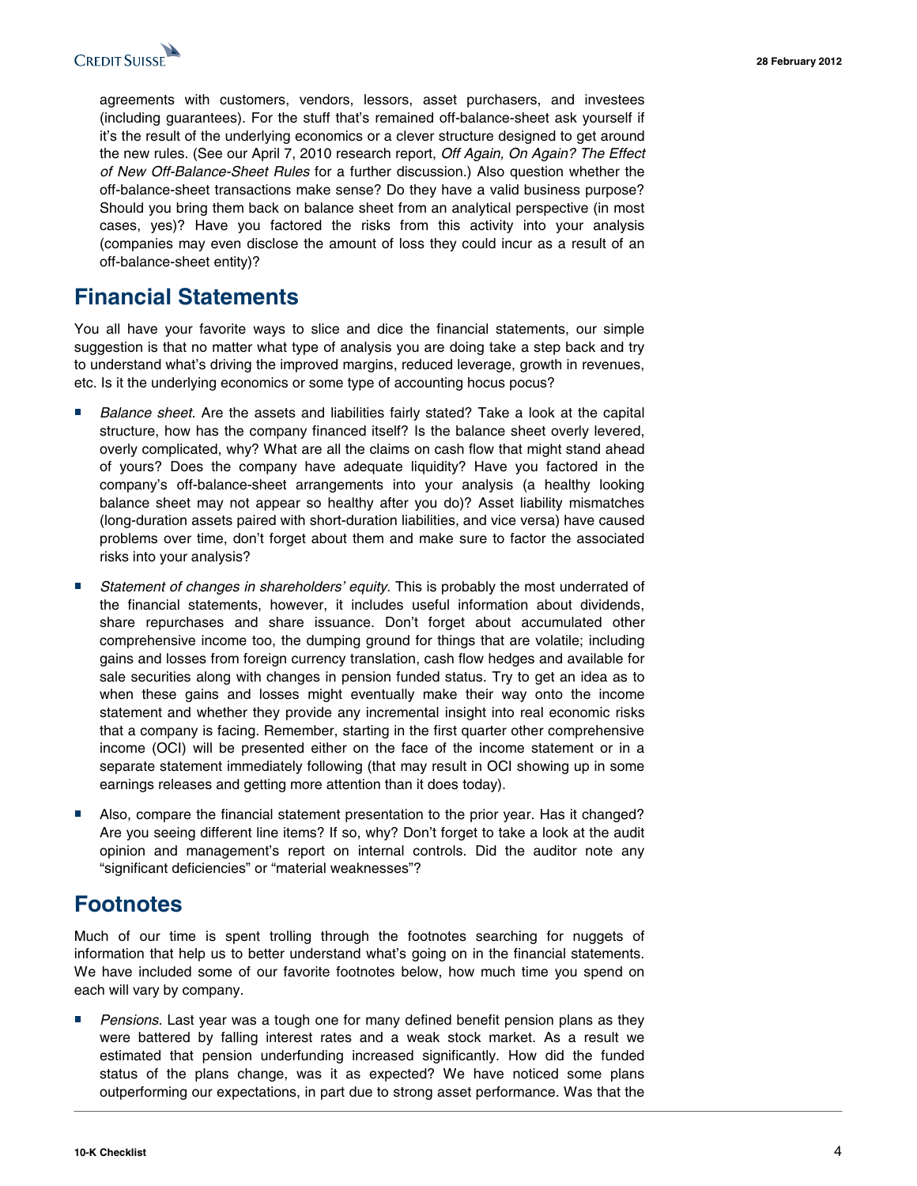agreements with customers, vendors, lessors, asset purchasers, and investees (including guarantees). For the stuff that's remained off-balance-sheet ask yourself if it's the result of the underlying economics or a clever structure designed to get around the new rules. (See our April 7, 2010 research report, *Off Again, On Again? The Effect of New Off-Balance-Sheet Rules* for a further discussion.) Also question whether the off-balance-sheet transactions make sense? Do they have a valid business purpose? Should you bring them back on balance sheet from an analytical perspective (in most cases, yes)? Have you factored the risks from this activity into your analysis (companies may even disclose the amount of loss they could incur as a result of an off-balance-sheet entity)?

## Financial Statements

You all have your favorite ways to slice and dice the financial statements, our simple suggestion is that no matter what type of analysis you are doing take a step back and try to understand what's driving the improved margins, reduced leverage, growth in revenues, etc. Is it the underlying economics or some type of accounting hocus pocus?

- *Balance sheet*. Are the assets and liabilities fairly stated? Take a look at the capital structure, how has the company financed itself? Is the balance sheet overly levered, overly complicated, why? What are all the claims on cash flow that might stand ahead of yours? Does the company have adequate liquidity? Have you factored in the company's off-balance-sheet arrangements into your analysis (a healthy looking balance sheet may not appear so healthy after you do)? Asset liability mismatches (long-duration assets paired with short-duration liabilities, and vice versa) have caused problems over time, don't forget about them and make sure to factor the associated risks into your analysis?

- *Statement of changes in shareholders' equity*. This is probably the most underrated of the financial statements, however, it includes useful information about dividends, share repurchases and share issuance. Don't forget about accumulated other comprehensive income too, the dumping ground for things that are volatile; including gains and losses from foreign currency translation, cash flow hedges and available for sale securities along with changes in pension funded status. Try to get an idea as to when these gains and losses might eventually make their way onto the income statement and whether they provide any incremental insight into real economic risks that a company is facing. Remember, starting in the first quarter other comprehensive income (OCI) will be presented either on the face of the income statement or in a separate statement immediately following (that may result in OCI showing up in some earnings releases and getting more attention than it does today).

- Also, compare the financial statement presentation to the prior year. Has it changed? Are you seeing different line items? If so, why? Don't forget to take a look at the audit opinion and management's report on internal controls. Did the auditor note any "significant deficiencies" or "material weaknesses"?

## Footnotes

Much of our time is spent trolling through the footnotes searching for nuggets of information that help us to better understand what's going on in the financial statements. We have included some of our favorite footnotes below, how much time you spend on each will vary by company.

- *Pensions.* Last year was a tough one for many defined benefit pension plans as they were battered by falling interest rates and a weak stock market. As a result we estimated that pension underfunding increased significantly. How did the funded status of the plans change, was it as expected? We have noticed some plans outperforming our expectations, in part due to strong asset performance. Was that the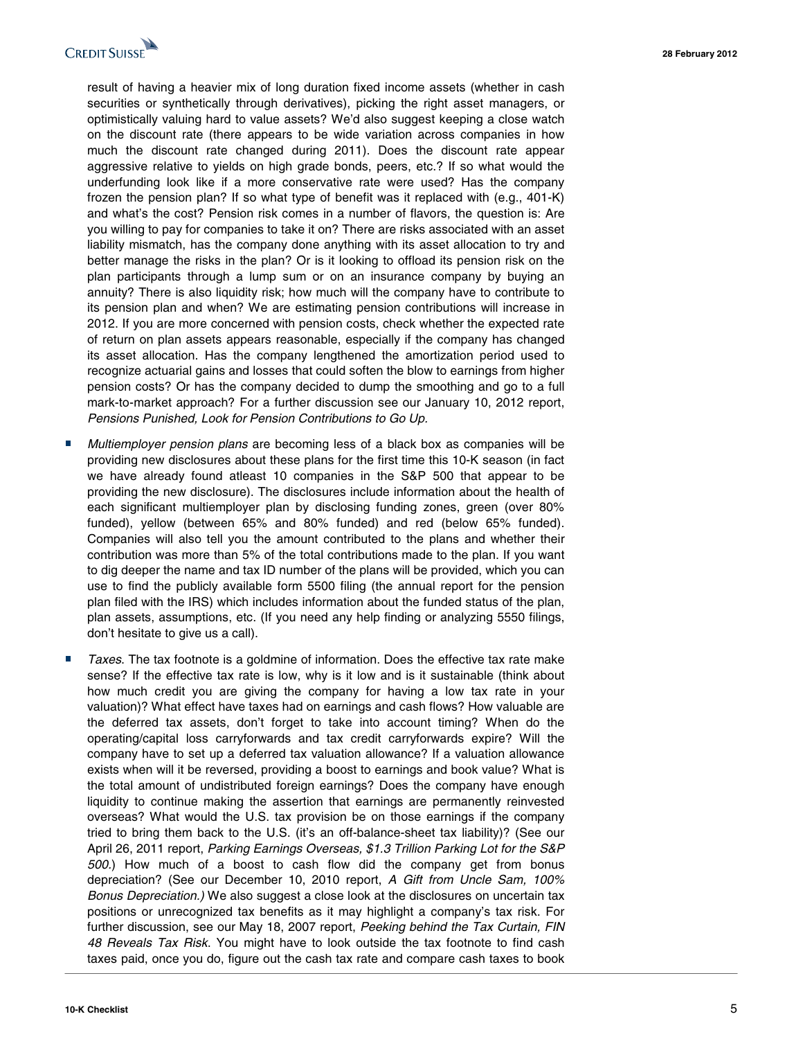result of having a heavier mix of long duration fixed income assets (whether in cash securities or synthetically through derivatives), picking the right asset managers, or optimistically valuing hard to value assets? We'd also suggest keeping a close watch on the discount rate (there appears to be wide variation across companies in how much the discount rate changed during 2011). Does the discount rate appear aggressive relative to yields on high grade bonds, peers, etc.? If so what would the underfunding look like if a more conservative rate were used? Has the company frozen the pension plan? If so what type of benefit was it replaced with (e.g., 401-K) and what's the cost? Pension risk comes in a number of flavors, the question is: Are you willing to pay for companies to take it on? There are risks associated with an asset liability mismatch, has the company done anything with its asset allocation to try and better manage the risks in the plan? Or is it looking to offload its pension risk on the plan participants through a lump sum or on an insurance company by buying an annuity? There is also liquidity risk; how much will the company have to contribute to its pension plan and when? We are estimating pension contributions will increase in 2012. If you are more concerned with pension costs, check whether the expected rate of return on plan assets appears reasonable, especially if the company has changed its asset allocation. Has the company lengthened the amortization period used to recognize actuarial gains and losses that could soften the blow to earnings from higher pension costs? Or has the company decided to dump the smoothing and go to a full mark-to-market approach? For a further discussion see our January 10, 2012 report, *Pensions Punished, Look for Pension Contributions to Go Up.*

- *Multiemployer pension plans* are becoming less of a black box as companies will be providing new disclosures about these plans for the first time this 10-K season (in fact we have already found atleast 10 companies in the S&P 500 that appear to be providing the new disclosure). The disclosures include information about the health of each significant multiemployer plan by disclosing funding zones, green (over 80% funded), yellow (between 65% and 80% funded) and red (below 65% funded). Companies will also tell you the amount contributed to the plans and whether their contribution was more than 5% of the total contributions made to the plan. If you want to dig deeper the name and tax ID number of the plans will be provided, which you can use to find the publicly available form 5500 filing (the annual report for the pension plan filed with the IRS) which includes information about the funded status of the plan, plan assets, assumptions, etc. (If you need any help finding or analyzing 5550 filings, don't hesitate to give us a call).

- *Taxes*. The tax footnote is a goldmine of information. Does the effective tax rate make sense? If the effective tax rate is low, why is it low and is it sustainable (think about how much credit you are giving the company for having a low tax rate in your valuation)? What effect have taxes had on earnings and cash flows? How valuable are the deferred tax assets, don't forget to take into account timing? When do the operating/capital loss carryforwards and tax credit carryforwards expire? Will the company have to set up a deferred tax valuation allowance? If a valuation allowance exists when will it be reversed, providing a boost to earnings and book value? What is the total amount of undistributed foreign earnings? Does the company have enough liquidity to continue making the assertion that earnings are permanently reinvested overseas? What would the U.S. tax provision be on those earnings if the company tried to bring them back to the U.S. (it's an off-balance-sheet tax liability)? (See our April 26, 2011 report, *Parking Earnings Overseas, $1.3 Trillion Parking Lot for the S&P 500*.) How much of a boost to cash flow did the company get from bonus depreciation? (See our December 10, 2010 report, *A Gift from Uncle Sam, 100% Bonus Depreciation.)* We also suggest a close look at the disclosures on uncertain tax positions or unrecognized tax benefits as it may highlight a company's tax risk. For further discussion, see our May 18, 2007 report, *Peeking behind the Tax Curtain, FIN 48 Reveals Tax Risk*. You might have to look outside the tax footnote to find cash taxes paid, once you do, figure out the cash tax rate and compare cash taxes to book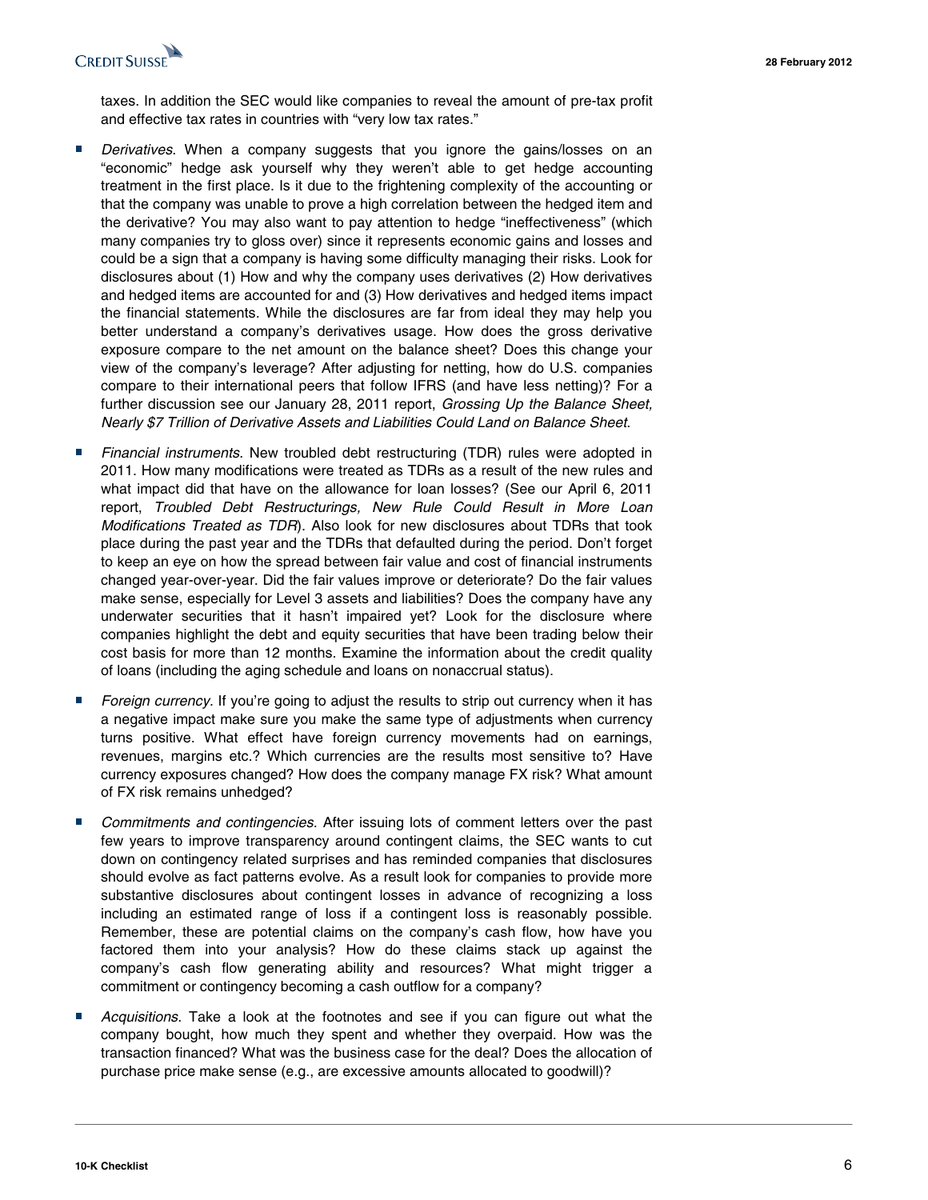taxes. In addition the SEC would like companies to reveal the amount of pre-tax profit and effective tax rates in countries with "very low tax rates."

- *Derivatives*. When a company suggests that you ignore the gains/losses on an "economic" hedge ask yourself why they weren't able to get hedge accounting treatment in the first place. Is it due to the frightening complexity of the accounting or that the company was unable to prove a high correlation between the hedged item and the derivative? You may also want to pay attention to hedge "ineffectiveness" (which many companies try to gloss over) since it represents economic gains and losses and could be a sign that a company is having some difficulty managing their risks. Look for disclosures about (1) How and why the company uses derivatives (2) How derivatives and hedged items are accounted for and (3) How derivatives and hedged items impact the financial statements. While the disclosures are far from ideal they may help you better understand a company's derivatives usage. How does the gross derivative exposure compare to the net amount on the balance sheet? Does this change your view of the company's leverage? After adjusting for netting, how do U.S. companies compare to their international peers that follow IFRS (and have less netting)? For a further discussion see our January 28, 2011 report, *Grossing Up the Balance Sheet, Nearly $7 Trillion of Derivative Assets and Liabilities Could Land on Balance Sheet*.

- *Financial instruments.* New troubled debt restructuring (TDR) rules were adopted in 2011. How many modifications were treated as TDRs as a result of the new rules and what impact did that have on the allowance for loan losses? (See our April 6, 2011 report, *Troubled Debt Restructurings, New Rule Could Result in More Loan Modifications Treated as TDR*). Also look for new disclosures about TDRs that took place during the past year and the TDRs that defaulted during the period. Don't forget to keep an eye on how the spread between fair value and cost of financial instruments changed year-over-year. Did the fair values improve or deteriorate? Do the fair values make sense, especially for Level 3 assets and liabilities? Does the company have any underwater securities that it hasn't impaired yet? Look for the disclosure where companies highlight the debt and equity securities that have been trading below their cost basis for more than 12 months. Examine the information about the credit quality of loans (including the aging schedule and loans on nonaccrual status).

- *Foreign currency.* If you're going to adjust the results to strip out currency when it has a negative impact make sure you make the same type of adjustments when currency turns positive. What effect have foreign currency movements had on earnings, revenues, margins etc.? Which currencies are the results most sensitive to? Have currency exposures changed? How does the company manage FX risk? What amount of FX risk remains unhedged?

- *Commitments and contingencies*. After issuing lots of comment letters over the past few years to improve transparency around contingent claims, the SEC wants to cut down on contingency related surprises and has reminded companies that disclosures should evolve as fact patterns evolve. As a result look for companies to provide more substantive disclosures about contingent losses in advance of recognizing a loss including an estimated range of loss if a contingent loss is reasonably possible. Remember, these are potential claims on the company's cash flow, how have you factored them into your analysis? How do these claims stack up against the company's cash flow generating ability and resources? What might trigger a commitment or contingency becoming a cash outflow for a company?

- *Acquisitions*. Take a look at the footnotes and see if you can figure out what the company bought, how much they spent and whether they overpaid. How was the transaction financed? What was the business case for the deal? Does the allocation of purchase price make sense (e.g., are excessive amounts allocated to goodwill)?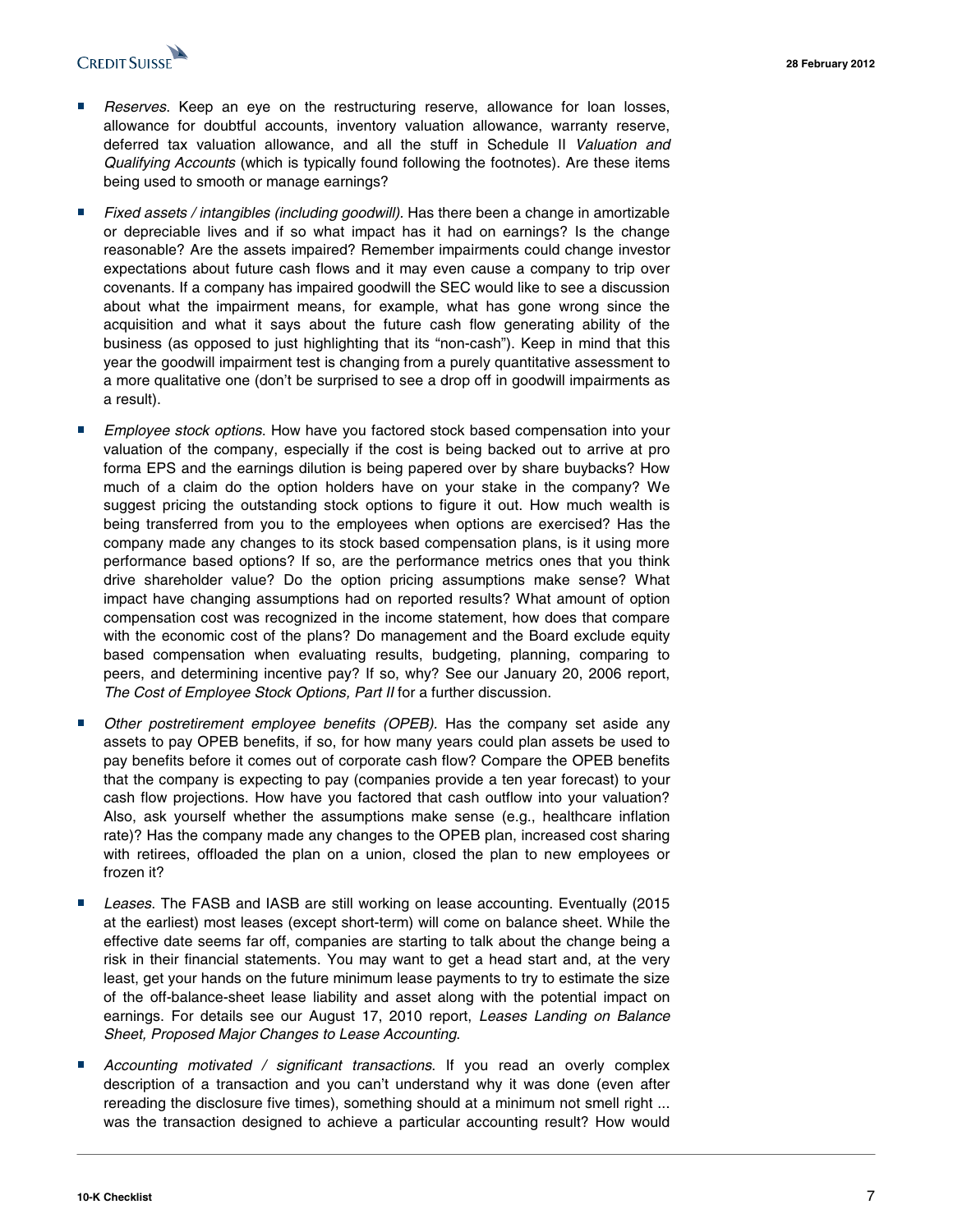- *Reserves*. Keep an eye on the restructuring reserve, allowance for loan losses, allowance for doubtful accounts, inventory valuation allowance, warranty reserve, deferred tax valuation allowance, and all the stuff in Schedule II *Valuation and Qualifying Accounts* (which is typically found following the footnotes). Are these items being used to smooth or manage earnings?

- *Fixed assets / intangibles (including goodwill).* Has there been a change in amortizable or depreciable lives and if so what impact has it had on earnings? Is the change reasonable? Are the assets impaired? Remember impairments could change investor expectations about future cash flows and it may even cause a company to trip over covenants. If a company has impaired goodwill the SEC would like to see a discussion about what the impairment means, for example, what has gone wrong since the acquisition and what it says about the future cash flow generating ability of the business (as opposed to just highlighting that its "non-cash"). Keep in mind that this year the goodwill impairment test is changing from a purely quantitative assessment to a more qualitative one (don't be surprised to see a drop off in goodwill impairments as a result).

- *Employee stock options*. How have you factored stock based compensation into your valuation of the company, especially if the cost is being backed out to arrive at pro forma EPS and the earnings dilution is being papered over by share buybacks? How much of a claim do the option holders have on your stake in the company? We suggest pricing the outstanding stock options to figure it out. How much wealth is being transferred from you to the employees when options are exercised? Has the company made any changes to its stock based compensation plans, is it using more performance based options? If so, are the performance metrics ones that you think drive shareholder value? Do the option pricing assumptions make sense? What impact have changing assumptions had on reported results? What amount of option compensation cost was recognized in the income statement, how does that compare with the economic cost of the plans? Do management and the Board exclude equity based compensation when evaluating results, budgeting, planning, comparing to peers, and determining incentive pay? If so, why? See our January 20, 2006 report, *The Cost of Employee Stock Options, Part II* for a further discussion.

- *Other postretirement employee benefits (OPEB).* Has the company set aside any assets to pay OPEB benefits, if so, for how many years could plan assets be used to pay benefits before it comes out of corporate cash flow? Compare the OPEB benefits that the company is expecting to pay (companies provide a ten year forecast) to your cash flow projections. How have you factored that cash outflow into your valuation? Also, ask yourself whether the assumptions make sense (e.g., healthcare inflation rate)? Has the company made any changes to the OPEB plan, increased cost sharing with retirees, offloaded the plan on a union, closed the plan to new employees or frozen it?

- *Leases*. The FASB and IASB are still working on lease accounting. Eventually (2015 at the earliest) most leases (except short-term) will come on balance sheet. While the effective date seems far off, companies are starting to talk about the change being a risk in their financial statements. You may want to get a head start and, at the very least, get your hands on the future minimum lease payments to try to estimate the size of the off-balance-sheet lease liability and asset along with the potential impact on earnings. For details see our August 17, 2010 report, *Leases Landing on Balance Sheet, Proposed Major Changes to Lease Accounting*.

- *Accounting motivated / significant transactions*. If you read an overly complex description of a transaction and you can't understand why it was done (even after rereading the disclosure five times), something should at a minimum not smell right ... was the transaction designed to achieve a particular accounting result? How would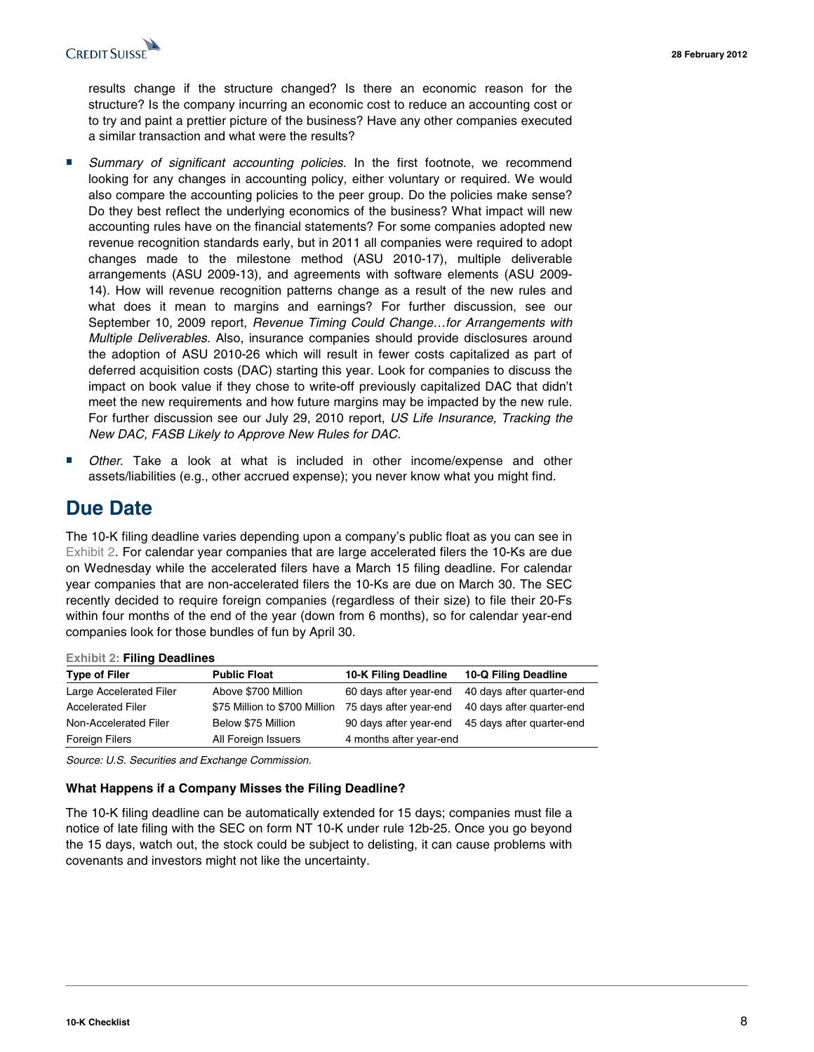results change if the structure changed? Is there an economic reason for the structure? Is the company incurring an economic cost to reduce an accounting cost or to try and paint a prettier picture of the business? Have any other companies executed a similar transaction and what were the results?

- *Summary of significant accounting policies.* In the first footnote, we recommend looking for any changes in accounting policy, either voluntary or required. We would also compare the accounting policies to the peer group. Do the policies make sense? Do they best reflect the underlying economics of the business? What impact will new accounting rules have on the financial statements? For some companies adopted new revenue recognition standards early, but in 2011 all companies were required to adopt changes made to the milestone method (ASU 2010-17), multiple deliverable arrangements (ASU 2009-13), and agreements with software elements (ASU 2009-14). How will revenue recognition patterns change as a result of the new rules and what does it mean to margins and earnings? For further discussion, see our September 10, 2009 report, *Revenue Timing Could Change…for Arrangements with Multiple Deliverables*. Also, insurance companies should provide disclosures around the adoption of ASU 2010-26 which will result in fewer costs capitalized as part of deferred acquisition costs (DAC) starting this year. Look for companies to discuss the impact on book value if they chose to write-off previously capitalized DAC that didn't meet the new requirements and how future margins may be impacted by the new rule. For further discussion see our July 29, 2010 report, *US Life Insurance, Tracking the New DAC, FASB Likely to Approve New Rules for DAC.*

- *Other*. Take a look at what is included in other income/expense and other assets/liabilities (e.g., other accrued expense); you never know what you might find.

## Due Date

The 10-K filing deadline varies depending upon a company's public float as you can see in Exhibit 2. For calendar year companies that are large accelerated filers the 10-Ks are due on Wednesday while the accelerated filers have a March 15 filing deadline. For calendar year companies that are non-accelerated filers the 10-Ks are due on March 30. The SEC recently decided to require foreign companies (regardless of their size) to file their 20-Fs within four months of the end of the year (down from 6 months), so for calendar year-end companies look for those bundles of fun by April 30.

**Exhibit 2: Filing Deadlines**

| Type of Filer | Public Float | 10-K Filing Deadline | 10-Q Filing Deadline |
|---|---|---|---|
| Large Accelerated Filer | Above $700 Million | 60 days after year-end | 40 days after quarter-end |
| Accelerated Filer | $75 Million to $700 Million | 75 days after year-end | 40 days after quarter-end |
| Non-Accelerated Filer | Below $75 Million | 90 days after year-end | 45 days after quarter-end |
| Foreign Filers | All Foreign Issuers | 4 months after year-end | |

*Source: U.S. Securities and Exchange Commission.*

### What Happens if a Company Misses the Filing Deadline?

The 10-K filing deadline can be automatically extended for 15 days; companies must file a notice of late filing with the SEC on form NT 10-K under rule 12b-25. Once you go beyond the 15 days, watch out, the stock could be subject to delisting, it can cause problems with covenants and investors might not like the uncertainty.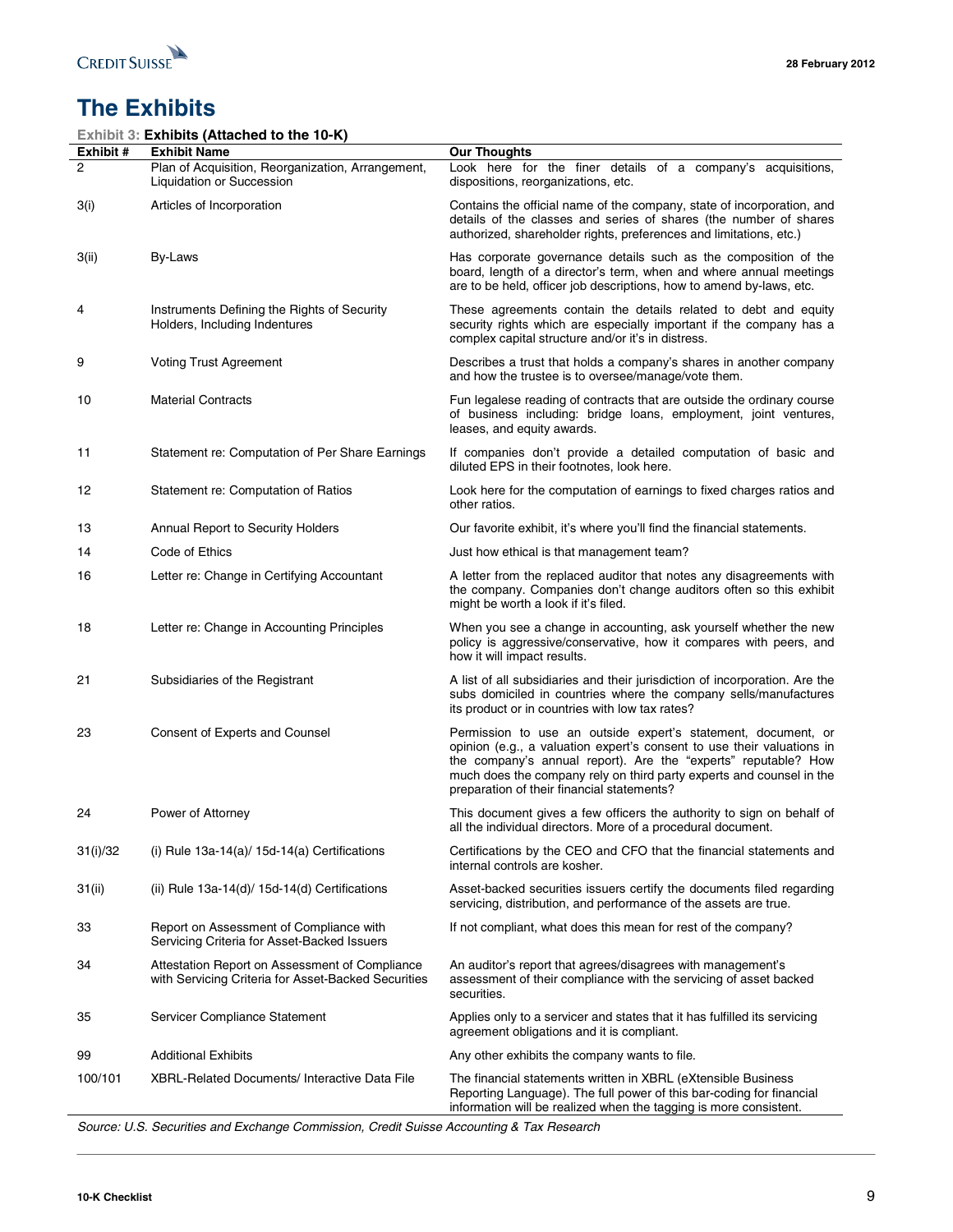# The Exhibits

**Exhibit 3: Exhibits (Attached to the 10-K)**

| Exhibit # | Exhibit Name | Our Thoughts |
|---|---|---|
| 2 | Plan of Acquisition, Reorganization, Arrangement, Liquidation or Succession | Look here for the finer details of a company's acquisitions, dispositions, reorganizations, etc. |
| 3(i) | Articles of Incorporation | Contains the official name of the company, state of incorporation, and details of the classes and series of shares (the number of shares authorized, shareholder rights, preferences and limitations, etc.) |
| 3(ii) | By-Laws | Has corporate governance details such as the composition of the board, length of a director's term, when and where annual meetings are to be held, officer job descriptions, how to amend by-laws, etc. |
| 4 | Instruments Defining the Rights of Security Holders, Including Indentures | These agreements contain the details related to debt and equity security rights which are especially important if the company has a complex capital structure and/or it's in distress. |
| 9 | Voting Trust Agreement | Describes a trust that holds a company's shares in another company and how the trustee is to oversee/manage/vote them. |
| 10 | Material Contracts | Fun legalese reading of contracts that are outside the ordinary course of business including: bridge loans, employment, joint ventures, leases, and equity awards. |
| 11 | Statement re: Computation of Per Share Earnings | If companies don't provide a detailed computation of basic and diluted EPS in their footnotes, look here. |
| 12 | Statement re: Computation of Ratios | Look here for the computation of earnings to fixed charges ratios and other ratios. |
| 13 | Annual Report to Security Holders | Our favorite exhibit, it's where you'll find the financial statements. |
| 14 | Code of Ethics | Just how ethical is that management team? |
| 16 | Letter re: Change in Certifying Accountant | A letter from the replaced auditor that notes any disagreements with the company. Companies don't change auditors often so this exhibit might be worth a look if it's filed. |
| 18 | Letter re: Change in Accounting Principles | When you see a change in accounting, ask yourself whether the new policy is aggressive/conservative, how it compares with peers, and how it will impact results. |
| 21 | Subsidiaries of the Registrant | A list of all subsidiaries and their jurisdiction of incorporation. Are the subs domiciled in countries where the company sells/manufactures its product or in countries with low tax rates? |
| 23 | Consent of Experts and Counsel | Permission to use an outside expert's statement, document, or opinion (e.g., a valuation expert's consent to use their valuations in the company's annual report). Are the "experts" reputable? How much does the company rely on third party experts and counsel in the preparation of their financial statements? |
| 24 | Power of Attorney | This document gives a few officers the authority to sign on behalf of all the individual directors. More of a procedural document. |
| 31(i)/32 | (i) Rule 13a-14(a)/ 15d-14(a) Certifications | Certifications by the CEO and CFO that the financial statements and internal controls are kosher. |
| 31(ii) | (ii) Rule 13a-14(d)/ 15d-14(d) Certifications | Asset-backed securities issuers certify the documents filed regarding servicing, distribution, and performance of the assets are true. |
| 33 | Report on Assessment of Compliance with Servicing Criteria for Asset-Backed Issuers | If not compliant, what does this mean for rest of the company? |
| 34 | Attestation Report on Assessment of Compliance with Servicing Criteria for Asset-Backed Securities | An auditor's report that agrees/disagrees with management's assessment of their compliance with the servicing of asset backed securities. |
| 35 | Servicer Compliance Statement | Applies only to a servicer and states that it has fulfilled its servicing agreement obligations and it is compliant. |
| 99 | Additional Exhibits | Any other exhibits the company wants to file. |
| 100/101 | XBRL-Related Documents/ Interactive Data File | The financial statements written in XBRL (eXtensible Business Reporting Language). The full power of this bar-coding for financial information will be realized when the tagging is more consistent. |

*Source: U.S. Securities and Exchange Commission, Credit Suisse Accounting & Tax Research*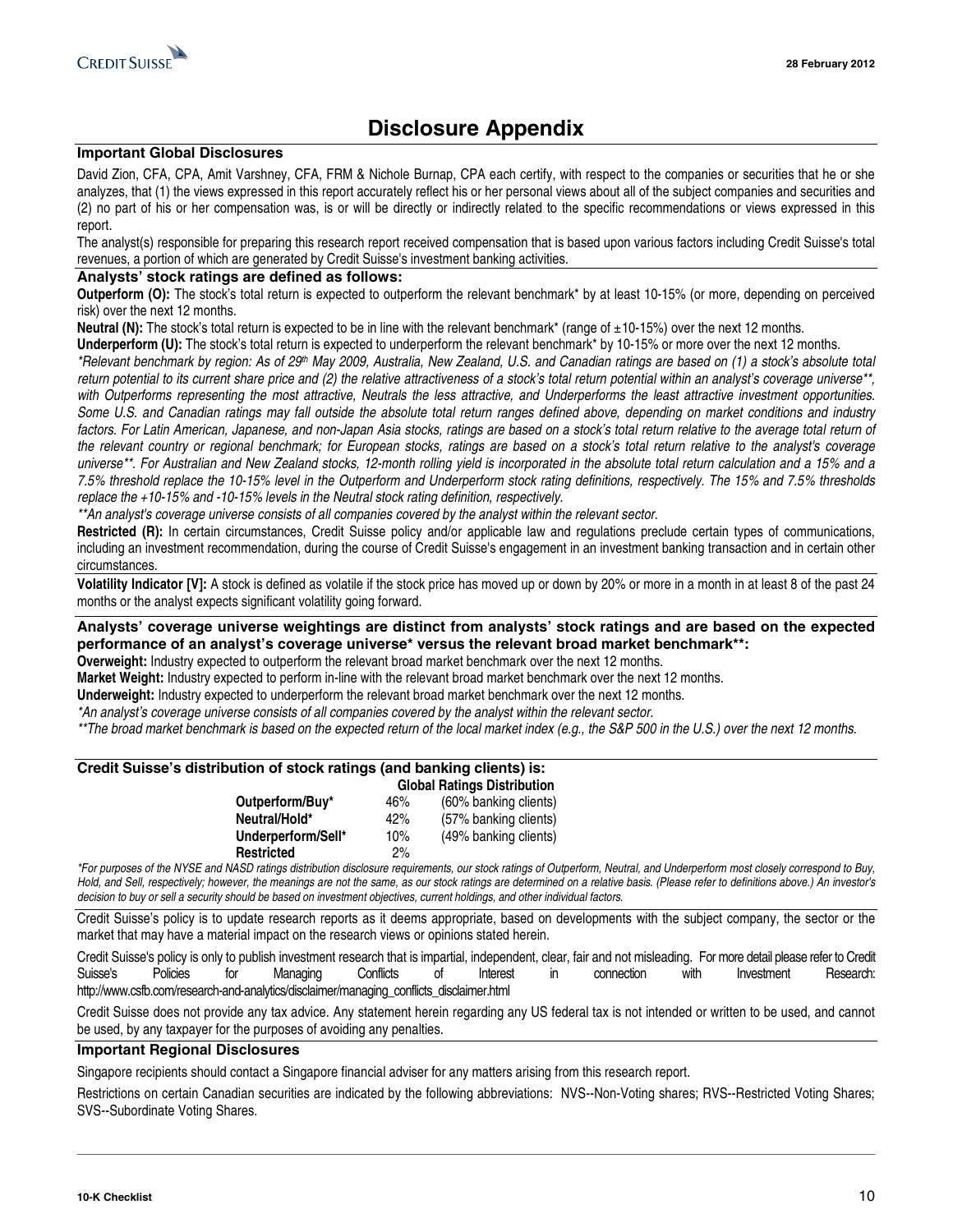# Disclosure Appendix

## Important Global Disclosures

David Zion, CFA, CPA, Amit Varshney, CFA, FRM & Nichole Burnap, CPA each certify, with respect to the companies or securities that he or she analyzes, that (1) the views expressed in this report accurately reflect his or her personal views about all of the subject companies and securities and (2) no part of his or her compensation was, is or will be directly or indirectly related to the specific recommendations or views expressed in this report.

The analyst(s) responsible for preparing this research report received compensation that is based upon various factors including Credit Suisse's total revenues, a portion of which are generated by Credit Suisse's investment banking activities.

### Analysts' stock ratings are defined as follows:

**Outperform (O):** The stock's total return is expected to outperform the relevant benchmark* by at least 10-15% (or more, depending on perceived risk) over the next 12 months.

**Neutral (N):** The stock's total return is expected to be in line with the relevant benchmark* (range of ±10-15%) over the next 12 months.

**Underperform (U):** The stock's total return is expected to underperform the relevant benchmark* by 10-15% or more over the next 12 months.

*\*Relevant benchmark by region: As of 29th May 2009, Australia, New Zealand, U.S. and Canadian ratings are based on (1) a stock's absolute total return potential to its current share price and (2) the relative attractiveness of a stock's total return potential within an analyst's coverage universe\*\*, with Outperforms representing the most attractive, Neutrals the less attractive, and Underperforms the least attractive investment opportunities. Some U.S. and Canadian ratings may fall outside the absolute total return ranges defined above, depending on market conditions and industry factors. For Latin American, Japanese, and non-Japan Asia stocks, ratings are based on a stock's total return relative to the average total return of the relevant country or regional benchmark; for European stocks, ratings are based on a stock's total return relative to the analyst's coverage universe\*\*. For Australian and New Zealand stocks, 12-month rolling yield is incorporated in the absolute total return calculation and a 15% and a 7.5% threshold replace the 10-15% level in the Outperform and Underperform stock rating definitions, respectively. The 15% and 7.5% thresholds replace the +10-15% and -10-15% levels in the Neutral stock rating definition, respectively.*

*\*\*An analyst's coverage universe consists of all companies covered by the analyst within the relevant sector.*

**Restricted (R):** In certain circumstances, Credit Suisse policy and/or applicable law and regulations preclude certain types of communications, including an investment recommendation, during the course of Credit Suisse's engagement in an investment banking transaction and in certain other circumstances.

**Volatility Indicator [V]:** A stock is defined as volatile if the stock price has moved up or down by 20% or more in a month in at least 8 of the past 24 months or the analyst expects significant volatility going forward.

### Analysts' coverage universe weightings are distinct from analysts' stock ratings and are based on the expected performance of an analyst's coverage universe* versus the relevant broad market benchmark**:

**Overweight:** Industry expected to outperform the relevant broad market benchmark over the next 12 months.

**Market Weight:** Industry expected to perform in-line with the relevant broad market benchmark over the next 12 months.

**Underweight:** Industry expected to underperform the relevant broad market benchmark over the next 12 months.

*\*An analyst's coverage universe consists of all companies covered by the analyst within the relevant sector.*

*\*\*The broad market benchmark is based on the expected return of the local market index (e.g., the S&P 500 in the U.S.) over the next 12 months.*

### Credit Suisse's distribution of stock ratings (and banking clients) is:

| | Global Ratings Distribution | |
|---|---|---|
| **Outperform/Buy\*** | 46% | (60% banking clients) |
| **Neutral/Hold\*** | 42% | (57% banking clients) |
| **Underperform/Sell\*** | 10% | (49% banking clients) |
| **Restricted** | 2% | |

*\*For purposes of the NYSE and NASD ratings distribution disclosure requirements, our stock ratings of Outperform, Neutral, and Underperform most closely correspond to Buy, Hold, and Sell, respectively; however, the meanings are not the same, as our stock ratings are determined on a relative basis. (Please refer to definitions above.) An investor's decision to buy or sell a security should be based on investment objectives, current holdings, and other individual factors.*

Credit Suisse's policy is to update research reports as it deems appropriate, based on developments with the subject company, the sector or the market that may have a material impact on the research views or opinions stated herein.

Credit Suisse's policy is only to publish investment research that is impartial, independent, clear, fair and not misleading. For more detail please refer to Credit Suisse's Policies for Managing Conflicts of Interest in connection with Investment Research: http://www.csfb.com/research-and-analytics/disclaimer/managing_conflicts_disclaimer.html

Credit Suisse does not provide any tax advice. Any statement herein regarding any US federal tax is not intended or written to be used, and cannot be used, by any taxpayer for the purposes of avoiding any penalties.

## Important Regional Disclosures

Singapore recipients should contact a Singapore financial adviser for any matters arising from this research report.

Restrictions on certain Canadian securities are indicated by the following abbreviations: NVS--Non-Voting shares; RVS--Restricted Voting Shares; SVS--Subordinate Voting Shares.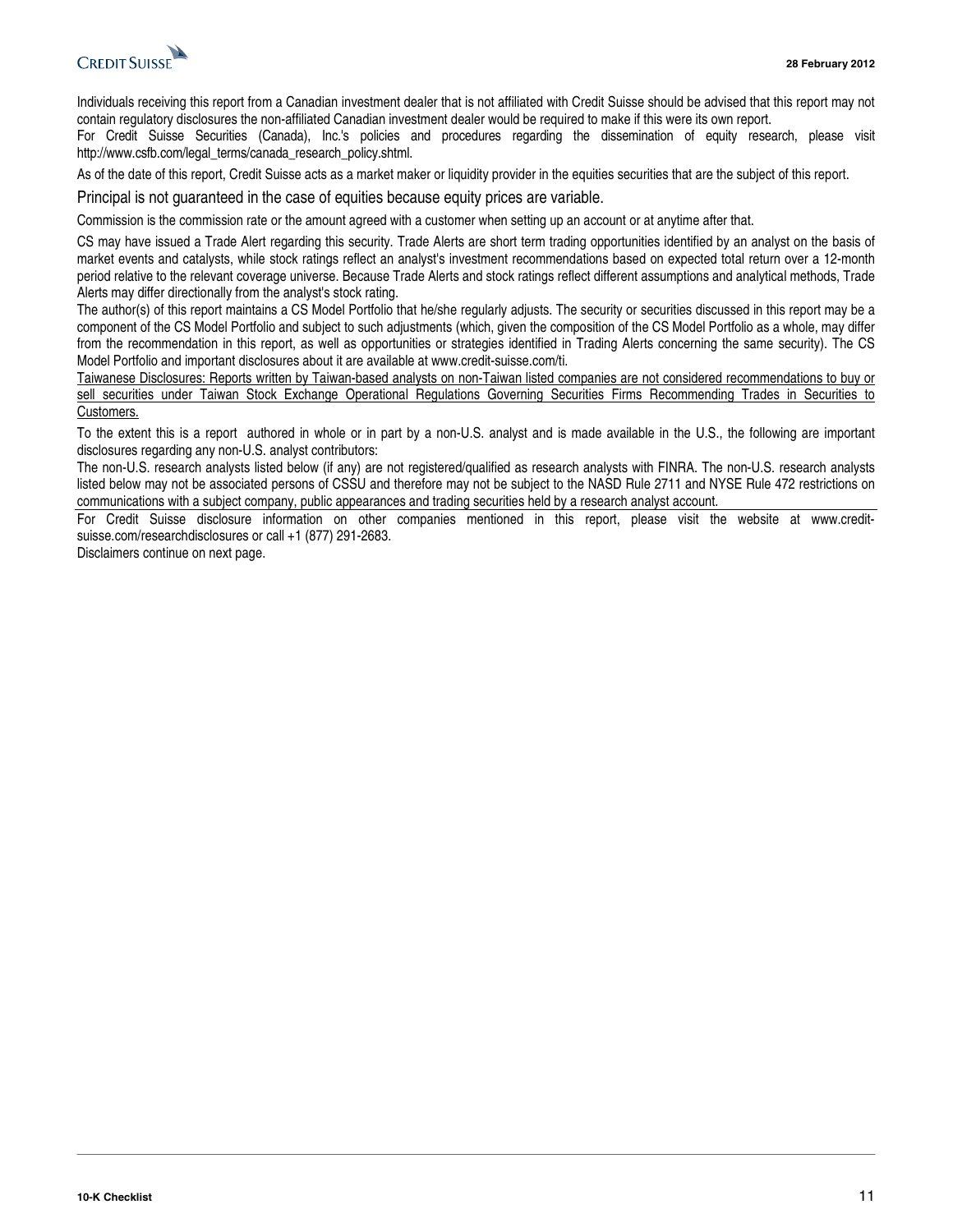Individuals receiving this report from a Canadian investment dealer that is not affiliated with Credit Suisse should be advised that this report may not contain regulatory disclosures the non-affiliated Canadian investment dealer would be required to make if this were its own report.
For Credit Suisse Securities (Canada), Inc.'s policies and procedures regarding the dissemination of equity research, please visit http://www.csfb.com/legal_terms/canada_research_policy.shtml.

As of the date of this report, Credit Suisse acts as a market maker or liquidity provider in the equities securities that are the subject of this report.

Principal is not guaranteed in the case of equities because equity prices are variable.

Commission is the commission rate or the amount agreed with a customer when setting up an account or at anytime after that.

CS may have issued a Trade Alert regarding this security. Trade Alerts are short term trading opportunities identified by an analyst on the basis of market events and catalysts, while stock ratings reflect an analyst's investment recommendations based on expected total return over a 12-month period relative to the relevant coverage universe. Because Trade Alerts and stock ratings reflect different assumptions and analytical methods, Trade Alerts may differ directionally from the analyst's stock rating.
The author(s) of this report maintains a CS Model Portfolio that he/she regularly adjusts. The security or securities discussed in this report may be a component of the CS Model Portfolio and subject to such adjustments (which, given the composition of the CS Model Portfolio as a whole, may differ from the recommendation in this report, as well as opportunities or strategies identified in Trading Alerts concerning the same security). The CS Model Portfolio and important disclosures about it are available at www.credit-suisse.com/ti.
Taiwanese Disclosures: Reports written by Taiwan-based analysts on non-Taiwan listed companies are not considered recommendations to buy or sell securities under Taiwan Stock Exchange Operational Regulations Governing Securities Firms Recommending Trades in Securities to Customers.

To the extent this is a report authored in whole or in part by a non-U.S. analyst and is made available in the U.S., the following are important disclosures regarding any non-U.S. analyst contributors:
The non-U.S. research analysts listed below (if any) are not registered/qualified as research analysts with FINRA. The non-U.S. research analysts listed below may not be associated persons of CSSU and therefore may not be subject to the NASD Rule 2711 and NYSE Rule 472 restrictions on communications with a subject company, public appearances and trading securities held by a research analyst account.

For Credit Suisse disclosure information on other companies mentioned in this report, please visit the website at www.credit-suisse.com/researchdisclosures or call +1 (877) 291-2683.
Disclaimers continue on next page.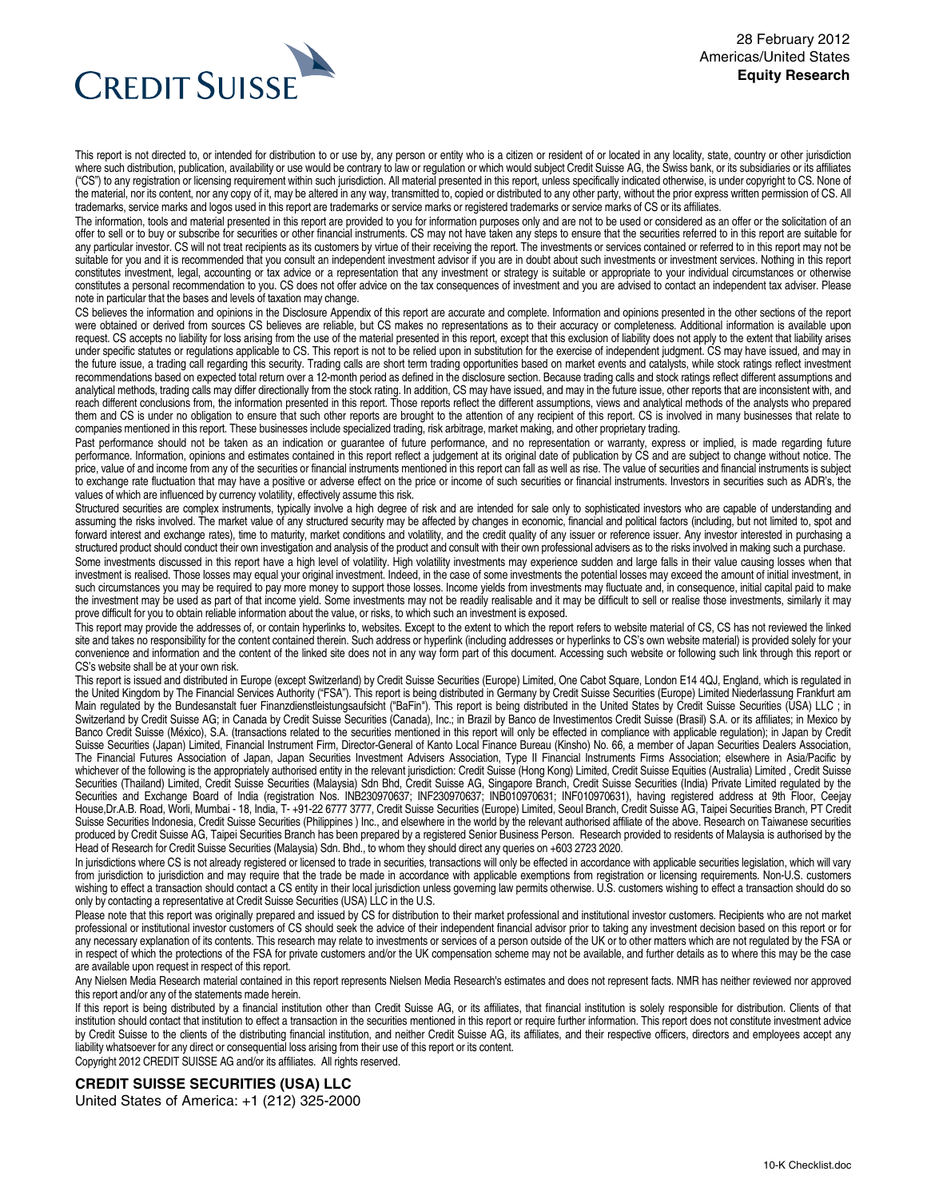CREDIT SUISSE

28 February 2012
Americas/United States
**Equity Research**

This report is not directed to, or intended for distribution to or use by, any person or entity who is a citizen or resident of or located in any locality, state, country or other jurisdiction where such distribution, publication, availability or use would be contrary to law or regulation or which would subject Credit Suisse AG, the Swiss bank, or its subsidiaries or its affiliates ("CS") to any registration or licensing requirement within such jurisdiction. All material presented in this report, unless specifically indicated otherwise, is under copyright to CS. None of the material, nor its content, nor any copy of it, may be altered in any way, transmitted to, copied or distributed to any other party, without the prior express written permission of CS. All trademarks, service marks and logos used in this report are trademarks or service marks or registered trademarks or service marks of CS or its affiliates.

The information, tools and material presented in this report are provided to you for information purposes only and are not to be used or considered as an offer or the solicitation of an offer to sell or to buy or subscribe for securities or other financial instruments. CS may not have taken any steps to ensure that the securities referred to in this report are suitable for any particular investor. CS will not treat recipients as its customers by virtue of their receiving the report. The investments or services contained or referred to in this report may not be suitable for you and it is recommended that you consult an independent investment advisor if you are in doubt about such investments or investment services. Nothing in this report constitutes investment, legal, accounting or tax advice or a representation that any investment or strategy is suitable or appropriate to your individual circumstances or otherwise constitutes a personal recommendation to you. CS does not offer advice on the tax consequences of investment and you are advised to contact an independent tax adviser. Please note in particular that the bases and levels of taxation may change.

CS believes the information and opinions in the Disclosure Appendix of this report are accurate and complete. Information and opinions presented in the other sections of the report were obtained or derived from sources CS believes are reliable, but CS makes no representations as to their accuracy or completeness. Additional information is available upon request. CS accepts no liability for loss arising from the use of the material presented in this report, except that this exclusion of liability does not apply to the extent that liability arises under specific statutes or regulations applicable to CS. This report is not to be relied upon in substitution for the exercise of independent judgment. CS may have issued, and may in the future issue, a trading call regarding this security. Trading calls are short term trading opportunities based on market events and catalysts, while stock ratings reflect investment recommendations based on expected total return over a 12-month period as defined in the disclosure section. Because trading calls and stock ratings reflect different assumptions and analytical methods, trading calls may differ directionally from the stock rating. In addition, CS may have issued, and may in the future issue, other reports that are inconsistent with, and reach different conclusions from, the information presented in this report. Those reports reflect the different assumptions, views and analytical methods of the analysts who prepared them and CS is under no obligation to ensure that such other reports are brought to the attention of any recipient of this report. CS is involved in many businesses that relate to companies mentioned in this report. These businesses include specialized trading, risk arbitrage, market making, and other proprietary trading.

Past performance should not be taken as an indication or guarantee of future performance, and no representation or warranty, express or implied, is made regarding future performance. Information, opinions and estimates contained in this report reflect a judgement at its original date of publication by CS and are subject to change without notice. The price, value of and income from any of the securities or financial instruments mentioned in this report can fall as well as rise. The value of securities and financial instruments is subject to exchange rate fluctuation that may have a positive or adverse effect on the price or income of such securities or financial instruments. Investors in securities such as ADR's, the values of which are influenced by currency volatility, effectively assume this risk.

Structured securities are complex instruments, typically involve a high degree of risk and are intended for sale only to sophisticated investors who are capable of understanding and assuming the risks involved. The market value of any structured security may be affected by changes in economic, financial and political factors (including, but not limited to, spot and forward interest and exchange rates), time to maturity, market conditions and volatility, and the credit quality of any issuer or reference issuer. Any investor interested in purchasing a structured product should conduct their own investigation and analysis of the product and consult with their own professional advisers as to the risks involved in making such a purchase.

Some investments discussed in this report have a high level of volatility. High volatility investments may experience sudden and large falls in their value causing losses when that investment is realised. Those losses may equal your original investment. Indeed, in the case of some investments the potential losses may exceed the amount of initial investment, in such circumstances you may be required to pay more money to support those losses. Income yields from investments may fluctuate and, in consequence, initial capital paid to make the investment may be used as part of that income yield. Some investments may not be readily realisable and it may be difficult to sell or realise those investments, similarly it may prove difficult for you to obtain reliable information about the value, or risks, to which such an investment is exposed.

This report may provide the addresses of, or contain hyperlinks to, websites. Except to the extent to which the report refers to website material of CS, CS has not reviewed the linked site and takes no responsibility for the content contained therein. Such address or hyperlink (including addresses or hyperlinks to CS's own website material) is provided solely for your convenience and information and the content of the linked site does not in any way form part of this document. Accessing such website or following such link through this report or CS's website shall be at your own risk.

This report is issued and distributed in Europe (except Switzerland) by Credit Suisse Securities (Europe) Limited, One Cabot Square, London E14 4QJ, England, which is regulated in the United Kingdom by The Financial Services Authority ("FSA"). This report is being distributed in Germany by Credit Suisse Securities (Europe) Limited Niederlassung Frankfurt am Main regulated by the Bundesanstalt fuer Finanzdienstleistungsaufsicht ("BaFin"). This report is being distributed in the United States by Credit Suisse Securities (USA) LLC ; in Switzerland by Credit Suisse AG; in Canada by Credit Suisse Securities (Canada), Inc.; in Brazil by Banco de Investimentos Credit Suisse (Brasil) S.A. or its affiliates; in Mexico by Banco Credit Suisse (México), S.A. (transactions related to the securities mentioned in this report will only be effected in compliance with applicable regulation); in Japan by Credit Suisse Securities (Japan) Limited, Financial Instrument Firm, Director-General of Kanto Local Finance Bureau (Kinsho) No. 66, a member of Japan Securities Dealers Association, The Financial Futures Association of Japan, Japan Securities Investment Advisers Association, Type II Financial Instruments Firms Association; elsewhere in Asia/Pacific by whichever of the following is the appropriately authorised entity in the relevant jurisdiction: Credit Suisse (Hong Kong) Limited, Credit Suisse Equities (Australia) Limited , Credit Suisse Securities (Thailand) Limited, Credit Suisse Securities (Malaysia) Sdn Bhd, Credit Suisse AG, Singapore Branch, Credit Suisse Securities (India) Private Limited regulated by the Securities and Exchange Board of India (registration Nos. INB230970637; INF230970637; INB010970631; INF010970631), having registered address at 9th Floor, Ceejay House,Dr.A.B. Road, Worli, Mumbai - 18, India, T- +91-22 6777 3777, Credit Suisse Securities (Europe) Limited, Seoul Branch, Credit Suisse AG, Taipei Securities Branch, PT Credit Suisse Securities Indonesia, Credit Suisse Securities (Philippines ) Inc., and elsewhere in the world by the relevant authorised affiliate of the above. Research on Taiwanese securities produced by Credit Suisse AG, Taipei Securities Branch has been prepared by a registered Senior Business Person. Research provided to residents of Malaysia is authorised by the Head of Research for Credit Suisse Securities (Malaysia) Sdn. Bhd., to whom they should direct any queries on +603 2723 2020.

In jurisdictions where CS is not already registered or licensed to trade in securities, transactions will only be effected in accordance with applicable securities legislation, which will vary from jurisdiction to jurisdiction and may require that the trade be made in accordance with applicable exemptions from registration or licensing requirements. Non-U.S. customers wishing to effect a transaction should contact a CS entity in their local jurisdiction unless governing law permits otherwise. U.S. customers wishing to effect a transaction should do so only by contacting a representative at Credit Suisse Securities (USA) LLC in the U.S.

Please note that this report was originally prepared and issued by CS for distribution to their market professional and institutional investor customers. Recipients who are not market professional or institutional investor customers of CS should seek the advice of their independent financial advisor prior to taking any investment decision based on this report or for any necessary explanation of its contents. This research may relate to investments or services of a person outside of the UK or to other matters which are not regulated by the FSA or in respect of which the protections of the FSA for private customers and/or the UK compensation scheme may not be available, and further details as to where this may be the case are available upon request in respect of this report.

Any Nielsen Media Research material contained in this report represents Nielsen Media Research's estimates and does not represent facts. NMR has neither reviewed nor approved this report and/or any of the statements made herein.

If this report is being distributed by a financial institution other than Credit Suisse AG, or its affiliates, that financial institution is solely responsible for distribution. Clients of that institution should contact that institution to effect a transaction in the securities mentioned in this report or require further information. This report does not constitute investment advice by Credit Suisse to the clients of the distributing financial institution, and neither Credit Suisse AG, its affiliates, and their respective officers, directors and employees accept any liability whatsoever for any direct or consequential loss arising from their use of this report or its content.

Copyright 2012 CREDIT SUISSE AG and/or its affiliates. All rights reserved.

**CREDIT SUISSE SECURITIES (USA) LLC**
United States of America: +1 (212) 325-2000